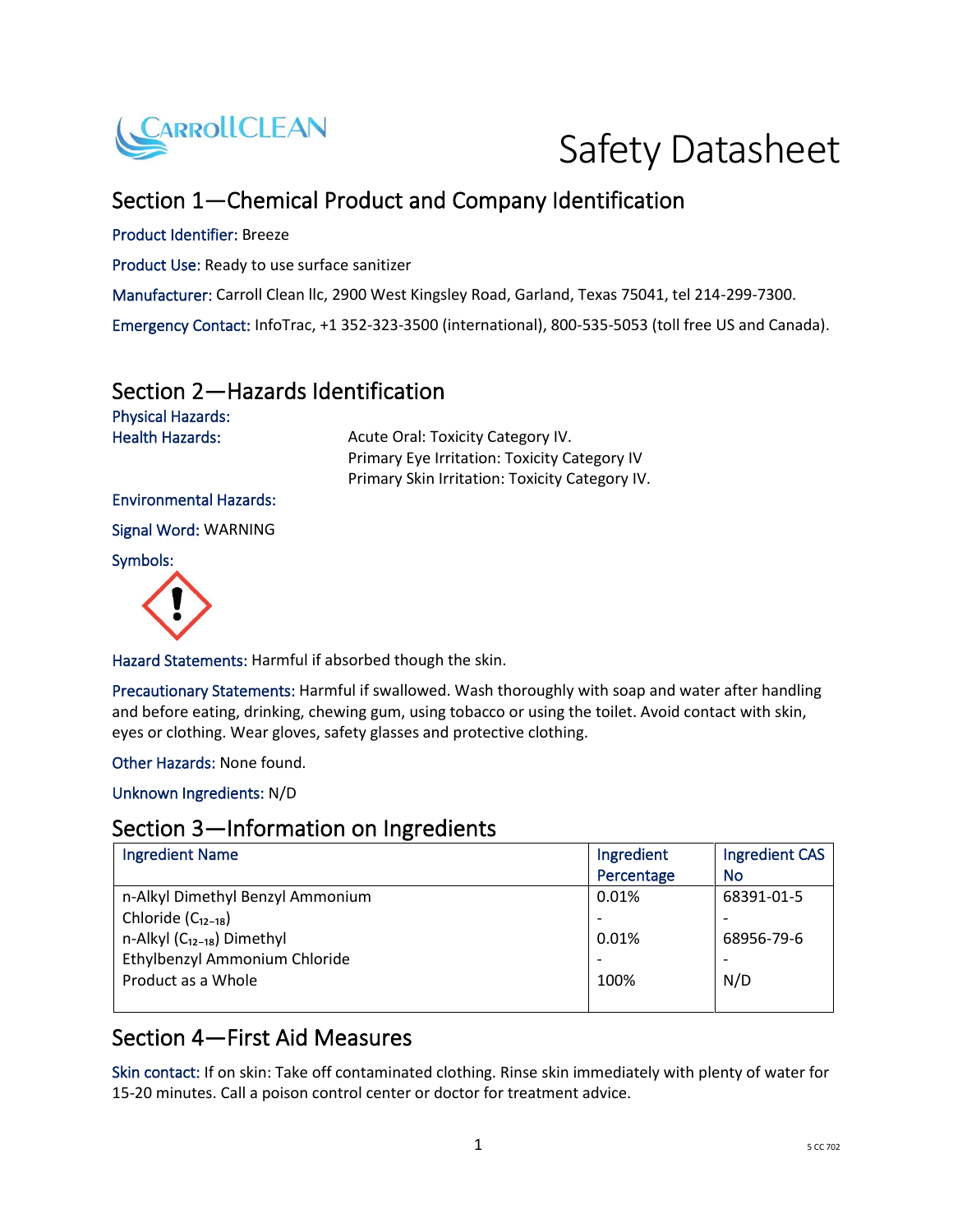# Safety Datasheet

## Section 1—Chemical Product and Company Identification

**Product Identifier:** Breeze

**Product Use:** Ready to use surface sanitizer

**Manufacturer:** Carroll Clean llc, 2900 West Kingsley Road, Garland, Texas 75041, tel 214-299-7300.

**Emergency Contact:** InfoTrac, +1 352-323-3500 (international), 800-535-5053 (toll free US and Canada).

## Section 2—Hazards Identification

**Physical Hazards:**

**Health Hazards:**
Acute Oral: Toxicity Category IV.
Primary Eye Irritation: Toxicity Category IV
Primary Skin Irritation: Toxicity Category IV.

**Environmental Hazards:**

**Signal Word:** WARNING

**Symbols:**

**Hazard Statements:** Harmful if absorbed though the skin.

**Precautionary Statements:** Harmful if swallowed. Wash thoroughly with soap and water after handling and before eating, drinking, chewing gum, using tobacco or using the toilet. Avoid contact with skin, eyes or clothing. Wear gloves, safety glasses and protective clothing.

**Other Hazards:** None found.

**Unknown Ingredients:** N/D

## Section 3—Information on Ingredients

| Ingredient Name | Ingredient Percentage | Ingredient CAS No |
| --- | --- | --- |
| n-Alkyl Dimethyl Benzyl Ammonium Chloride ($C_{12-18}$) | 0.01% - | 68391-01-5 - |
| n-Alkyl ($C_{12-18}$) Dimethyl Ethylbenzyl Ammonium Chloride | 0.01% - | 68956-79-6 - |
| Product as a Whole | 100% | N/D |

## Section 4—First Aid Measures

**Skin contact:** If on skin: Take off contaminated clothing. Rinse skin immediately with plenty of water for 15-20 minutes. Call a poison control center or doctor for treatment advice.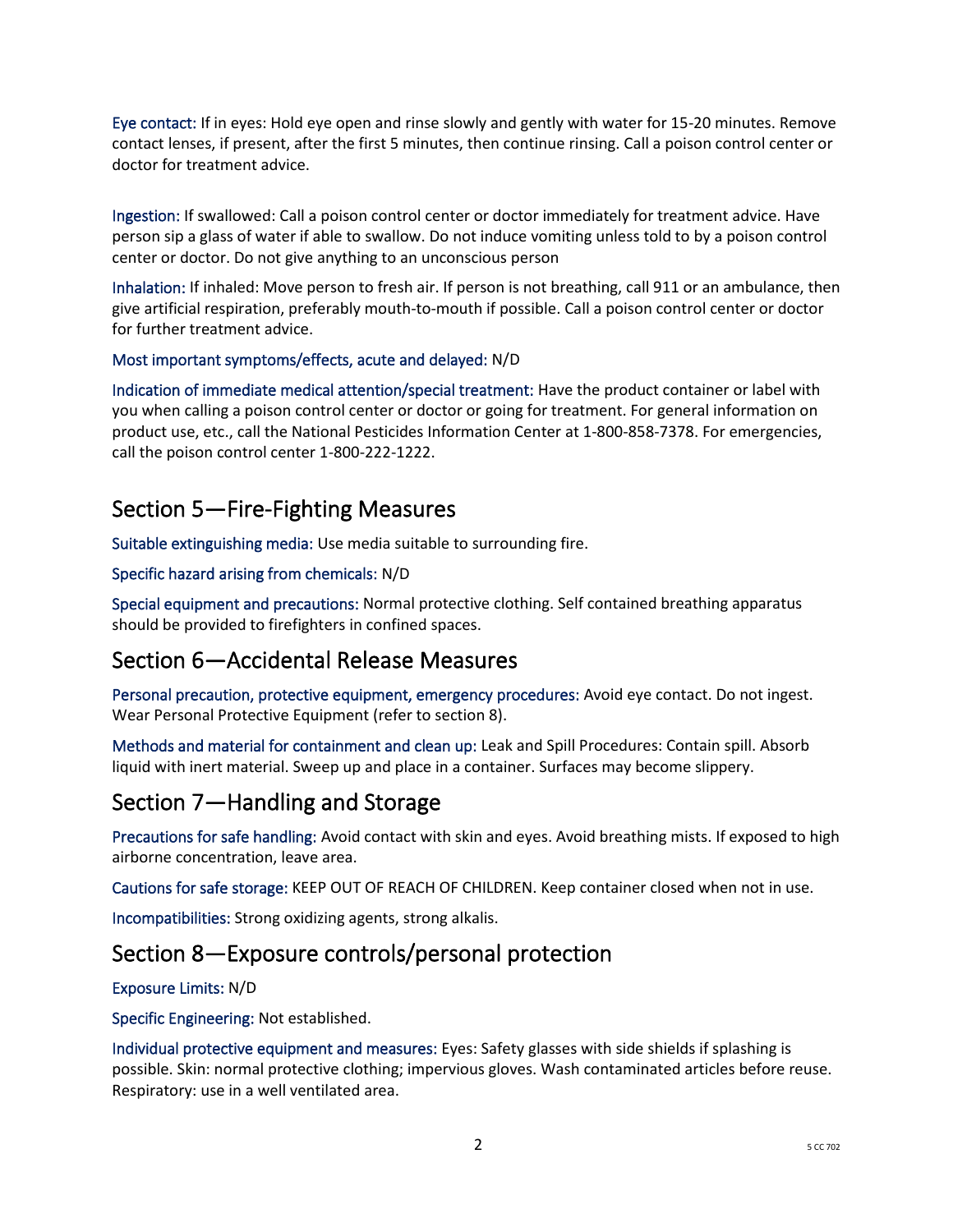**Eye contact:** If in eyes: Hold eye open and rinse slowly and gently with water for 15-20 minutes. Remove contact lenses, if present, after the first 5 minutes, then continue rinsing. Call a poison control center or doctor for treatment advice.

**Ingestion:** If swallowed: Call a poison control center or doctor immediately for treatment advice. Have person sip a glass of water if able to swallow. Do not induce vomiting unless told to by a poison control center or doctor. Do not give anything to an unconscious person

**Inhalation:** If inhaled: Move person to fresh air. If person is not breathing, call 911 or an ambulance, then give artificial respiration, preferably mouth-to-mouth if possible. Call a poison control center or doctor for further treatment advice.

**Most important symptoms/effects, acute and delayed:** N/D

**Indication of immediate medical attention/special treatment:** Have the product container or label with you when calling a poison control center or doctor or going for treatment. For general information on product use, etc., call the National Pesticides Information Center at 1-800-858-7378. For emergencies, call the poison control center 1-800-222-1222.

## Section 5—Fire-Fighting Measures

**Suitable extinguishing media:** Use media suitable to surrounding fire.

**Specific hazard arising from chemicals:** N/D

**Special equipment and precautions:** Normal protective clothing. Self contained breathing apparatus should be provided to firefighters in confined spaces.

## Section 6—Accidental Release Measures

**Personal precaution, protective equipment, emergency procedures:** Avoid eye contact. Do not ingest. Wear Personal Protective Equipment (refer to section 8).

**Methods and material for containment and clean up:** Leak and Spill Procedures: Contain spill. Absorb liquid with inert material. Sweep up and place in a container. Surfaces may become slippery.

## Section 7—Handling and Storage

**Precautions for safe handling:** Avoid contact with skin and eyes. Avoid breathing mists. If exposed to high airborne concentration, leave area.

**Cautions for safe storage:** KEEP OUT OF REACH OF CHILDREN. Keep container closed when not in use.

**Incompatibilities:** Strong oxidizing agents, strong alkalis.

## Section 8—Exposure controls/personal protection

**Exposure Limits:** N/D

**Specific Engineering:** Not established.

**Individual protective equipment and measures:** Eyes: Safety glasses with side shields if splashing is possible. Skin: normal protective clothing; impervious gloves. Wash contaminated articles before reuse. Respiratory: use in a well ventilated area.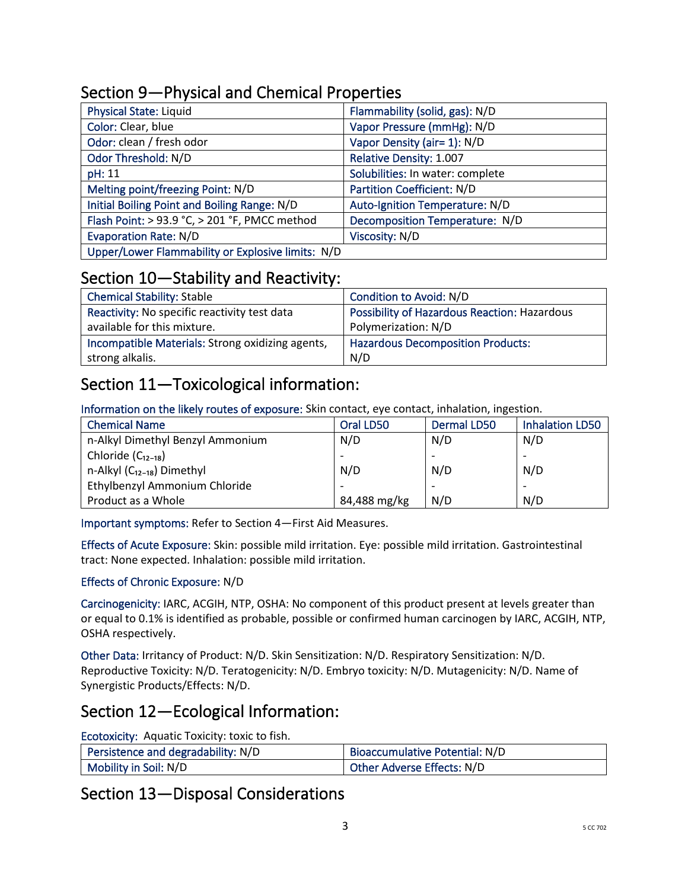## Section 9—Physical and Chemical Properties

| | |
|---|---|
| Physical State: Liquid | Flammability (solid, gas): N/D |
| Color: Clear, blue | Vapor Pressure (mmHg): N/D |
| Odor: clean / fresh odor | Vapor Density (air= 1): N/D |
| Odor Threshold: N/D | Relative Density: 1.007 |
| pH: 11 | Solubilities: In water: complete |
| Melting point/freezing Point: N/D | Partition Coefficient: N/D |
| Initial Boiling Point and Boiling Range: N/D | Auto-Ignition Temperature: N/D |
| Flash Point: > 93.9 °C, > 201 °F, PMCC method | Decomposition Temperature: N/D |
| Evaporation Rate: N/D | Viscosity: N/D |
| Upper/Lower Flammability or Explosive limits: N/D | |

## Section 10—Stability and Reactivity:

| | |
|---|---|
| Chemical Stability: Stable | Condition to Avoid: N/D |
| Reactivity: No specific reactivity test data available for this mixture. | Possibility of Hazardous Reaction: Hazardous Polymerization: N/D |
| Incompatible Materials: Strong oxidizing agents, strong alkalis. | Hazardous Decomposition Products: N/D |

## Section 11—Toxicological information:

Information on the likely routes of exposure: Skin contact, eye contact, inhalation, ingestion.

| Chemical Name | Oral LD50 | Dermal LD50 | Inhalation LD50 |
|---|---|---|---|
| n-Alkyl Dimethyl Benzyl Ammonium Chloride ($C_{12-18}$) | N/D<br>- | N/D<br>- | N/D<br>- |
| n-Alkyl ($C_{12-18}$) Dimethyl Ethylbenzyl Ammonium Chloride | N/D<br>- | N/D<br>- | N/D<br>- |
| Product as a Whole | 84,488 mg/kg | N/D | N/D |

Important symptoms: Refer to Section 4—First Aid Measures.

Effects of Acute Exposure: Skin: possible mild irritation. Eye: possible mild irritation. Gastrointestinal tract: None expected. Inhalation: possible mild irritation.

Effects of Chronic Exposure: N/D

Carcinogenicity: IARC, ACGIH, NTP, OSHA: No component of this product present at levels greater than or equal to 0.1% is identified as probable, possible or confirmed human carcinogen by IARC, ACGIH, NTP, OSHA respectively.

Other Data: Irritancy of Product: N/D. Skin Sensitization: N/D. Respiratory Sensitization: N/D. Reproductive Toxicity: N/D. Teratogenicity: N/D. Embryo toxicity: N/D. Mutagenicity: N/D. Name of Synergistic Products/Effects: N/D.

## Section 12—Ecological Information:

Ecotoxicity: Aquatic Toxicity: toxic to fish.

| | |
|---|---|
| Persistence and degradability: N/D | Bioaccumulative Potential: N/D |
| Mobility in Soil: N/D | Other Adverse Effects: N/D |

## Section 13—Disposal Considerations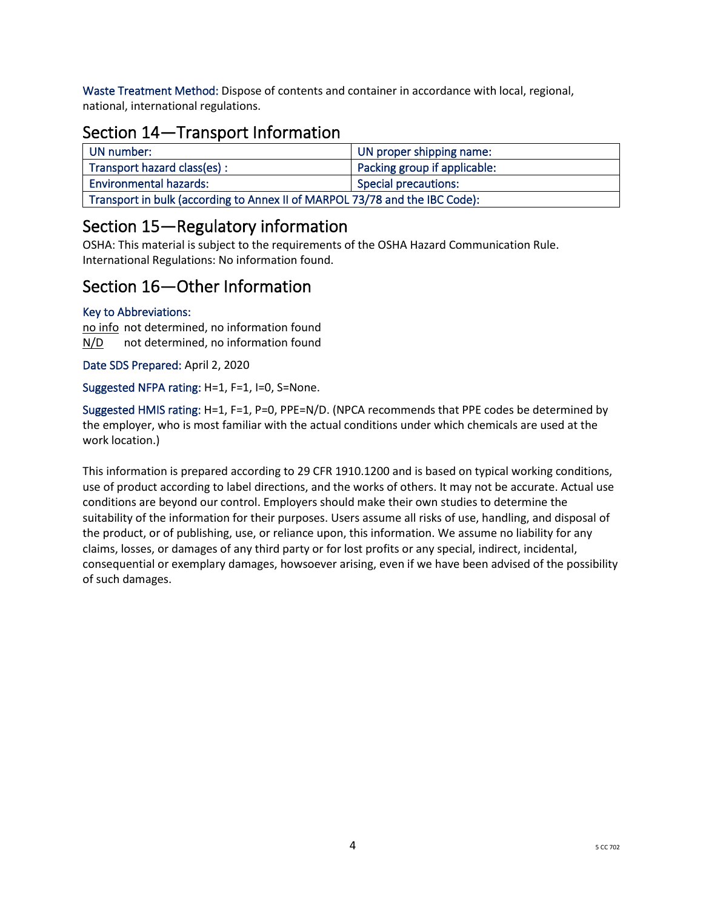Waste Treatment Method: Dispose of contents and container in accordance with local, regional, national, international regulations.

## Section 14—Transport Information

| | |
|---|---|
| UN number: | UN proper shipping name: |
| Transport hazard class(es) : | Packing group if applicable: |
| Environmental hazards: | Special precautions: |
| Transport in bulk (according to Annex II of MARPOL 73/78 and the IBC Code): | |

## Section 15—Regulatory information

OSHA: This material is subject to the requirements of the OSHA Hazard Communication Rule.
International Regulations: No information found.

## Section 16—Other Information

Key to Abbreviations:

no info not determined, no information found
N/D not determined, no information found

Date SDS Prepared: April 2, 2020

Suggested NFPA rating: H=1, F=1, I=0, S=None.

Suggested HMIS rating: H=1, F=1, P=0, PPE=N/D. (NPCA recommends that PPE codes be determined by the employer, who is most familiar with the actual conditions under which chemicals are used at the work location.)

This information is prepared according to 29 CFR 1910.1200 and is based on typical working conditions, use of product according to label directions, and the works of others. It may not be accurate. Actual use conditions are beyond our control. Employers should make their own studies to determine the suitability of the information for their purposes. Users assume all risks of use, handling, and disposal of the product, or of publishing, use, or reliance upon, this information. We assume no liability for any claims, losses, or damages of any third party or for lost profits or any special, indirect, incidental, consequential or exemplary damages, howsoever arising, even if we have been advised of the possibility of such damages.